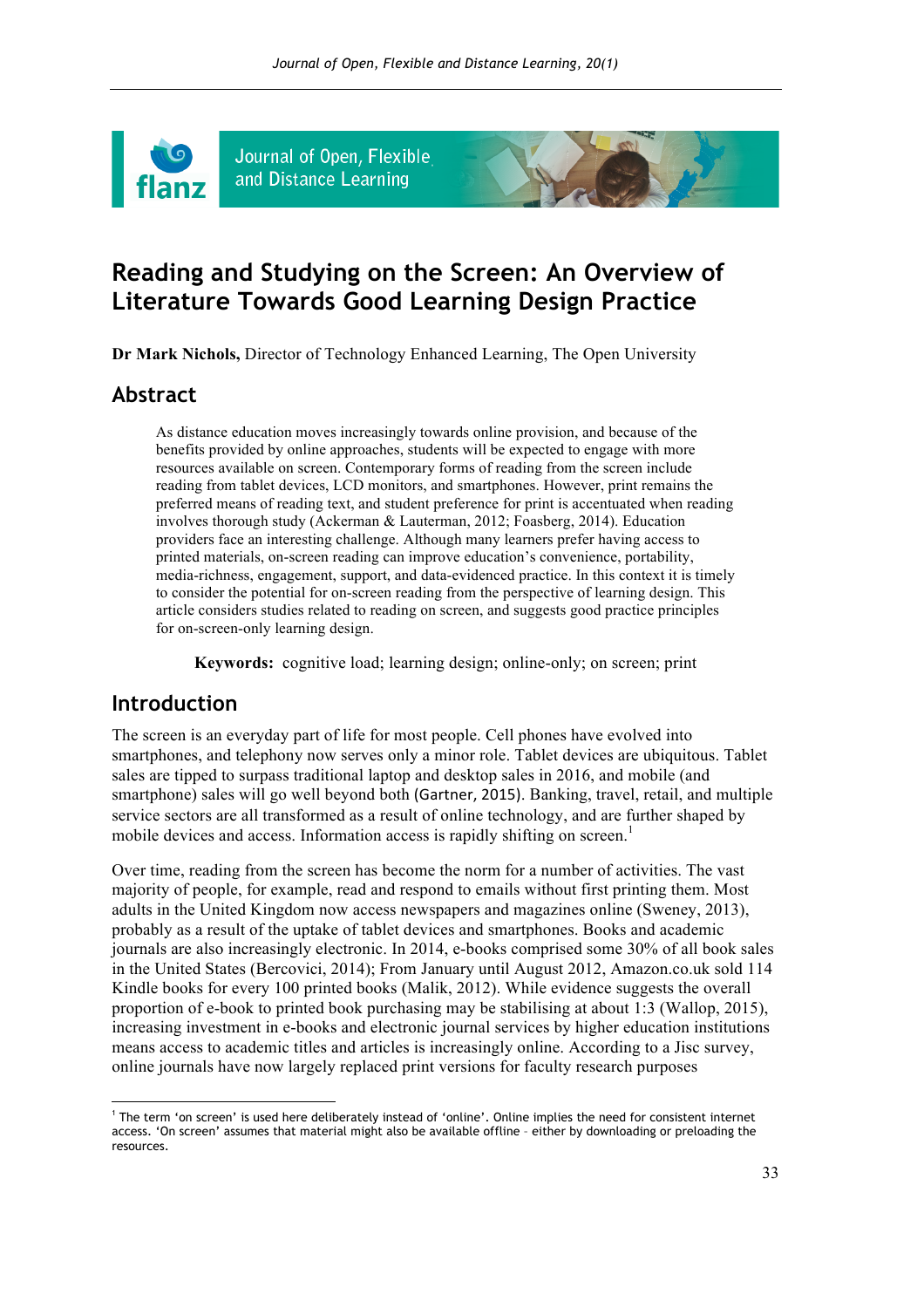# Reading and Studying on the Screen: An Overview of Literature Towards Good Learning Design Practice

**Dr Mark Nichols,** Director of Technology Enhanced Learning, The Open University

## Abstract

As distance education moves increasingly towards online provision, and because of the benefits provided by online approaches, students will be expected to engage with more resources available on screen. Contemporary forms of reading from the screen include reading from tablet devices, LCD monitors, and smartphones. However, print remains the preferred means of reading text, and student preference for print is accentuated when reading involves thorough study (Ackerman & Lauterman, 2012; Foasberg, 2014). Education providers face an interesting challenge. Although many learners prefer having access to printed materials, on-screen reading can improve education's convenience, portability, media-richness, engagement, support, and data-evidenced practice. In this context it is timely to consider the potential for on-screen reading from the perspective of learning design. This article considers studies related to reading on screen, and suggests good practice principles for on-screen-only learning design.

**Keywords:** cognitive load; learning design; online-only; on screen; print

## Introduction

The screen is an everyday part of life for most people. Cell phones have evolved into smartphones, and telephony now serves only a minor role. Tablet devices are ubiquitous. Tablet sales are tipped to surpass traditional laptop and desktop sales in 2016, and mobile (and smartphone) sales will go well beyond both (Gartner, 2015). Banking, travel, retail, and multiple service sectors are all transformed as a result of online technology, and are further shaped by mobile devices and access. Information access is rapidly shifting on screen.[1]

Over time, reading from the screen has become the norm for a number of activities. The vast majority of people, for example, read and respond to emails without first printing them. Most adults in the United Kingdom now access newspapers and magazines online (Sweney, 2013), probably as a result of the uptake of tablet devices and smartphones. Books and academic journals are also increasingly electronic. In 2014, e-books comprised some 30% of all book sales in the United States (Bercovici, 2014); From January until August 2012, Amazon.co.uk sold 114 Kindle books for every 100 printed books (Malik, 2012). While evidence suggests the overall proportion of e-book to printed book purchasing may be stabilising at about 1:3 (Wallop, 2015), increasing investment in e-books and electronic journal services by higher education institutions means access to academic titles and articles is increasingly online. According to a Jisc survey, online journals have now largely replaced print versions for faculty research purposes

---

[1] The term 'on screen' is used here deliberately instead of 'online'. Online implies the need for consistent internet access. 'On screen' assumes that material might also be available offline – either by downloading or preloading the resources.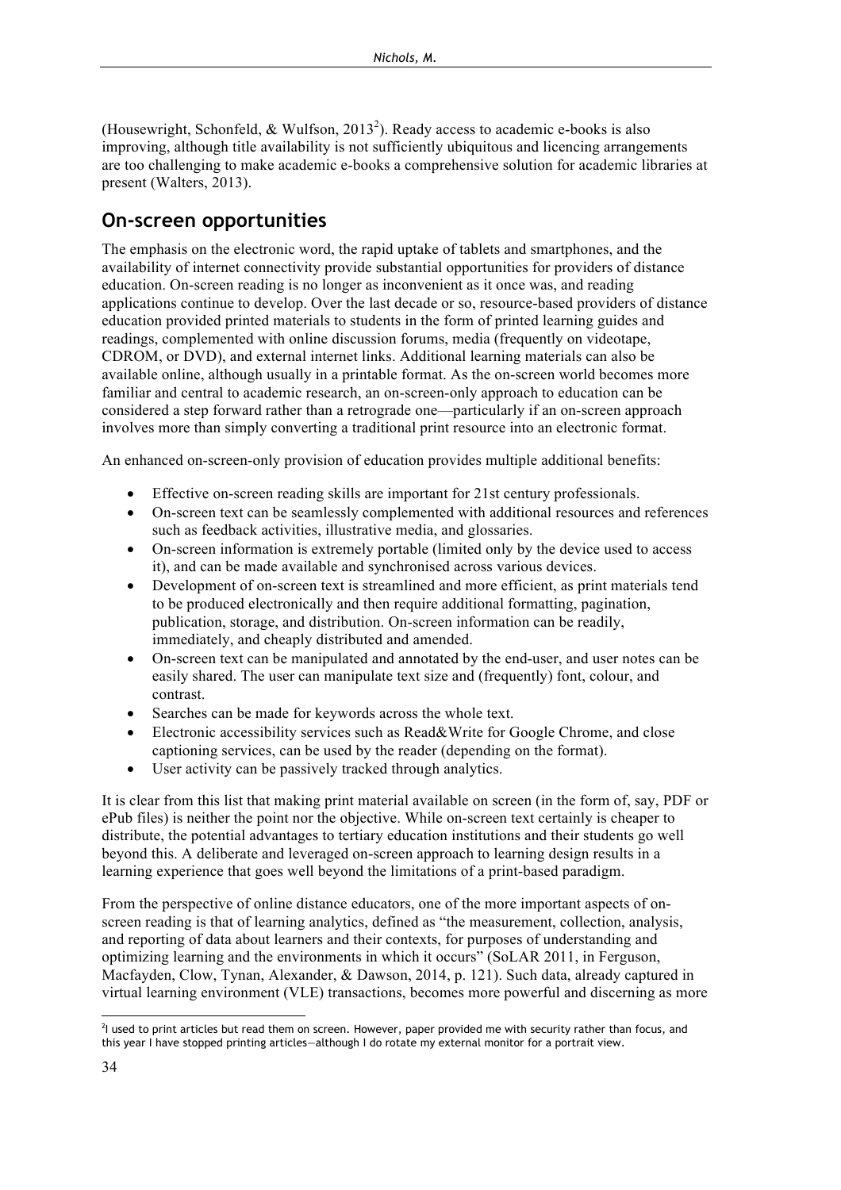(Housewright, Schonfeld, & Wulfson, 2013[2]). Ready access to academic e-books is also improving, although title availability is not sufficiently ubiquitous and licencing arrangements are too challenging to make academic e-books a comprehensive solution for academic libraries at present (Walters, 2013).

## On-screen opportunities

The emphasis on the electronic word, the rapid uptake of tablets and smartphones, and the availability of internet connectivity provide substantial opportunities for providers of distance education. On-screen reading is no longer as inconvenient as it once was, and reading applications continue to develop. Over the last decade or so, resource-based providers of distance education provided printed materials to students in the form of printed learning guides and readings, complemented with online discussion forums, media (frequently on videotape, CDROM, or DVD), and external internet links. Additional learning materials can also be available online, although usually in a printable format. As the on-screen world becomes more familiar and central to academic research, an on-screen-only approach to education can be considered a step forward rather than a retrograde one—particularly if an on-screen approach involves more than simply converting a traditional print resource into an electronic format.

An enhanced on-screen-only provision of education provides multiple additional benefits:

- Effective on-screen reading skills are important for 21st century professionals.
- On-screen text can be seamlessly complemented with additional resources and references such as feedback activities, illustrative media, and glossaries.
- On-screen information is extremely portable (limited only by the device used to access it), and can be made available and synchronised across various devices.
- Development of on-screen text is streamlined and more efficient, as print materials tend to be produced electronically and then require additional formatting, pagination, publication, storage, and distribution. On-screen information can be readily, immediately, and cheaply distributed and amended.
- On-screen text can be manipulated and annotated by the end-user, and user notes can be easily shared. The user can manipulate text size and (frequently) font, colour, and contrast.
- Searches can be made for keywords across the whole text.
- Electronic accessibility services such as Read&Write for Google Chrome, and close captioning services, can be used by the reader (depending on the format).
- User activity can be passively tracked through analytics.

It is clear from this list that making print material available on screen (in the form of, say, PDF or ePub files) is neither the point nor the objective. While on-screen text certainly is cheaper to distribute, the potential advantages to tertiary education institutions and their students go well beyond this. A deliberate and leveraged on-screen approach to learning design results in a learning experience that goes well beyond the limitations of a print-based paradigm.

From the perspective of online distance educators, one of the more important aspects of on-screen reading is that of learning analytics, defined as "the measurement, collection, analysis, and reporting of data about learners and their contexts, for purposes of understanding and optimizing learning and the environments in which it occurs" (SoLAR 2011, in Ferguson, Macfayden, Clow, Tynan, Alexander, & Dawson, 2014, p. 121). Such data, already captured in virtual learning environment (VLE) transactions, becomes more powerful and discerning as more

[2] I used to print articles but read them on screen. However, paper provided me with security rather than focus, and this year I have stopped printing articles—although I do rotate my external monitor for a portrait view.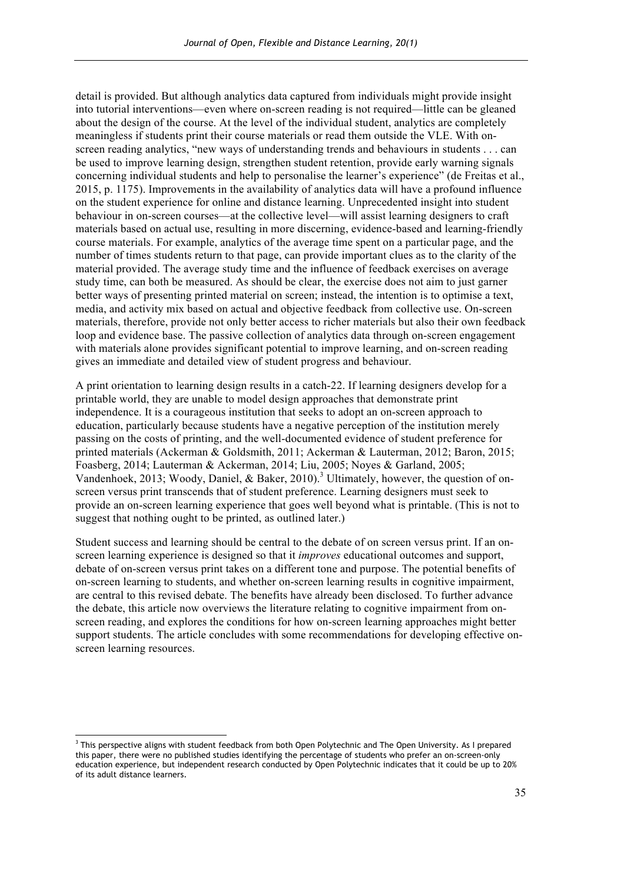detail is provided. But although analytics data captured from individuals might provide insight into tutorial interventions—even where on-screen reading is not required—little can be gleaned about the design of the course. At the level of the individual student, analytics are completely meaningless if students print their course materials or read them outside the VLE. With on-screen reading analytics, "new ways of understanding trends and behaviours in students . . . can be used to improve learning design, strengthen student retention, provide early warning signals concerning individual students and help to personalise the learner's experience" (de Freitas et al., 2015, p. 1175). Improvements in the availability of analytics data will have a profound influence on the student experience for online and distance learning. Unprecedented insight into student behaviour in on-screen courses—at the collective level—will assist learning designers to craft materials based on actual use, resulting in more discerning, evidence-based and learning-friendly course materials. For example, analytics of the average time spent on a particular page, and the number of times students return to that page, can provide important clues as to the clarity of the material provided. The average study time and the influence of feedback exercises on average study time, can both be measured. As should be clear, the exercise does not aim to just garner better ways of presenting printed material on screen; instead, the intention is to optimise a text, media, and activity mix based on actual and objective feedback from collective use. On-screen materials, therefore, provide not only better access to richer materials but also their own feedback loop and evidence base. The passive collection of analytics data through on-screen engagement with materials alone provides significant potential to improve learning, and on-screen reading gives an immediate and detailed view of student progress and behaviour.

A print orientation to learning design results in a catch-22. If learning designers develop for a printable world, they are unable to model design approaches that demonstrate print independence. It is a courageous institution that seeks to adopt an on-screen approach to education, particularly because students have a negative perception of the institution merely passing on the costs of printing, and the well-documented evidence of student preference for printed materials (Ackerman & Goldsmith, 2011; Ackerman & Lauterman, 2012; Baron, 2015; Foasberg, 2014; Lauterman & Ackerman, 2014; Liu, 2005; Noyes & Garland, 2005; Vandenhoek, 2013; Woody, Daniel, & Baker, 2010).[3] Ultimately, however, the question of on-screen versus print transcends that of student preference. Learning designers must seek to provide an on-screen learning experience that goes well beyond what is printable. (This is not to suggest that nothing ought to be printed, as outlined later.)

Student success and learning should be central to the debate of on screen versus print. If an on-screen learning experience is designed so that it *improves* educational outcomes and support, debate of on-screen versus print takes on a different tone and purpose. The potential benefits of on-screen learning to students, and whether on-screen learning results in cognitive impairment, are central to this revised debate. The benefits have already been disclosed. To further advance the debate, this article now overviews the literature relating to cognitive impairment from on-screen reading, and explores the conditions for how on-screen learning approaches might better support students. The article concludes with some recommendations for developing effective on-screen learning resources.

[3] This perspective aligns with student feedback from both Open Polytechnic and The Open University. As I prepared this paper, there were no published studies identifying the percentage of students who prefer an on-screen-only education experience, but independent research conducted by Open Polytechnic indicates that it could be up to 20% of its adult distance learners.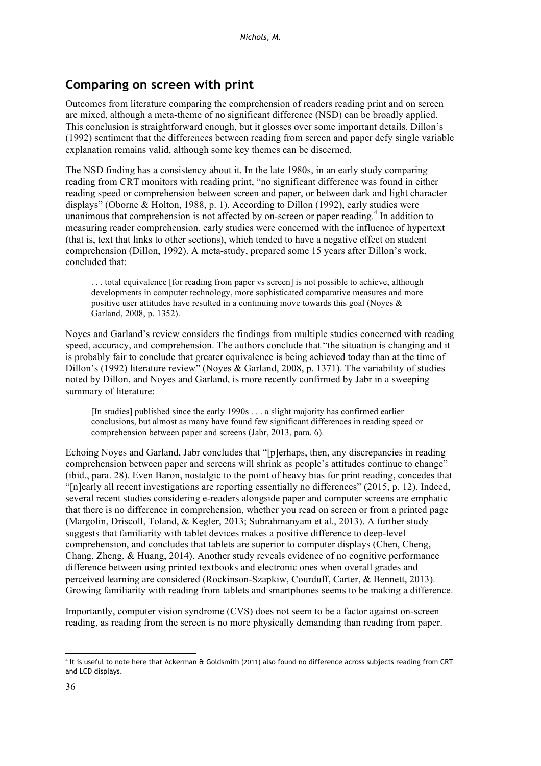## Comparing on screen with print

Outcomes from literature comparing the comprehension of readers reading print and on screen are mixed, although a meta-theme of no significant difference (NSD) can be broadly applied. This conclusion is straightforward enough, but it glosses over some important details. Dillon's (1992) sentiment that the differences between reading from screen and paper defy single variable explanation remains valid, although some key themes can be discerned.

The NSD finding has a consistency about it. In the late 1980s, in an early study comparing reading from CRT monitors with reading print, "no significant difference was found in either reading speed or comprehension between screen and paper, or between dark and light character displays" (Oborne & Holton, 1988, p. 1). According to Dillon (1992), early studies were unanimous that comprehension is not affected by on-screen or paper reading.[4] In addition to measuring reader comprehension, early studies were concerned with the influence of hypertext (that is, text that links to other sections), which tended to have a negative effect on student comprehension (Dillon, 1992). A meta-study, prepared some 15 years after Dillon's work, concluded that:

> . . . total equivalence [for reading from paper vs screen] is not possible to achieve, although developments in computer technology, more sophisticated comparative measures and more positive user attitudes have resulted in a continuing move towards this goal (Noyes & Garland, 2008, p. 1352).

Noyes and Garland's review considers the findings from multiple studies concerned with reading speed, accuracy, and comprehension. The authors conclude that "the situation is changing and it is probably fair to conclude that greater equivalence is being achieved today than at the time of Dillon's (1992) literature review" (Noyes & Garland, 2008, p. 1371). The variability of studies noted by Dillon, and Noyes and Garland, is more recently confirmed by Jabr in a sweeping summary of literature:

> [In studies] published since the early 1990s . . . a slight majority has confirmed earlier conclusions, but almost as many have found few significant differences in reading speed or comprehension between paper and screens (Jabr, 2013, para. 6).

Echoing Noyes and Garland, Jabr concludes that "[p]erhaps, then, any discrepancies in reading comprehension between paper and screens will shrink as people's attitudes continue to change" (ibid., para. 28). Even Baron, nostalgic to the point of heavy bias for print reading, concedes that "[n]early all recent investigations are reporting essentially no differences" (2015, p. 12). Indeed, several recent studies considering e-readers alongside paper and computer screens are emphatic that there is no difference in comprehension, whether you read on screen or from a printed page (Margolin, Driscoll, Toland, & Kegler, 2013; Subrahmanyam et al., 2013). A further study suggests that familiarity with tablet devices makes a positive difference to deep-level comprehension, and concludes that tablets are superior to computer displays (Chen, Cheng, Chang, Zheng, & Huang, 2014). Another study reveals evidence of no cognitive performance difference between using printed textbooks and electronic ones when overall grades and perceived learning are considered (Rockinson-Szapkiw, Courduff, Carter, & Bennett, 2013). Growing familiarity with reading from tablets and smartphones seems to be making a difference.

Importantly, computer vision syndrome (CVS) does not seem to be a factor against on-screen reading, as reading from the screen is no more physically demanding than reading from paper.

---

[4] It is useful to note here that Ackerman & Goldsmith (2011) also found no difference across subjects reading from CRT and LCD displays.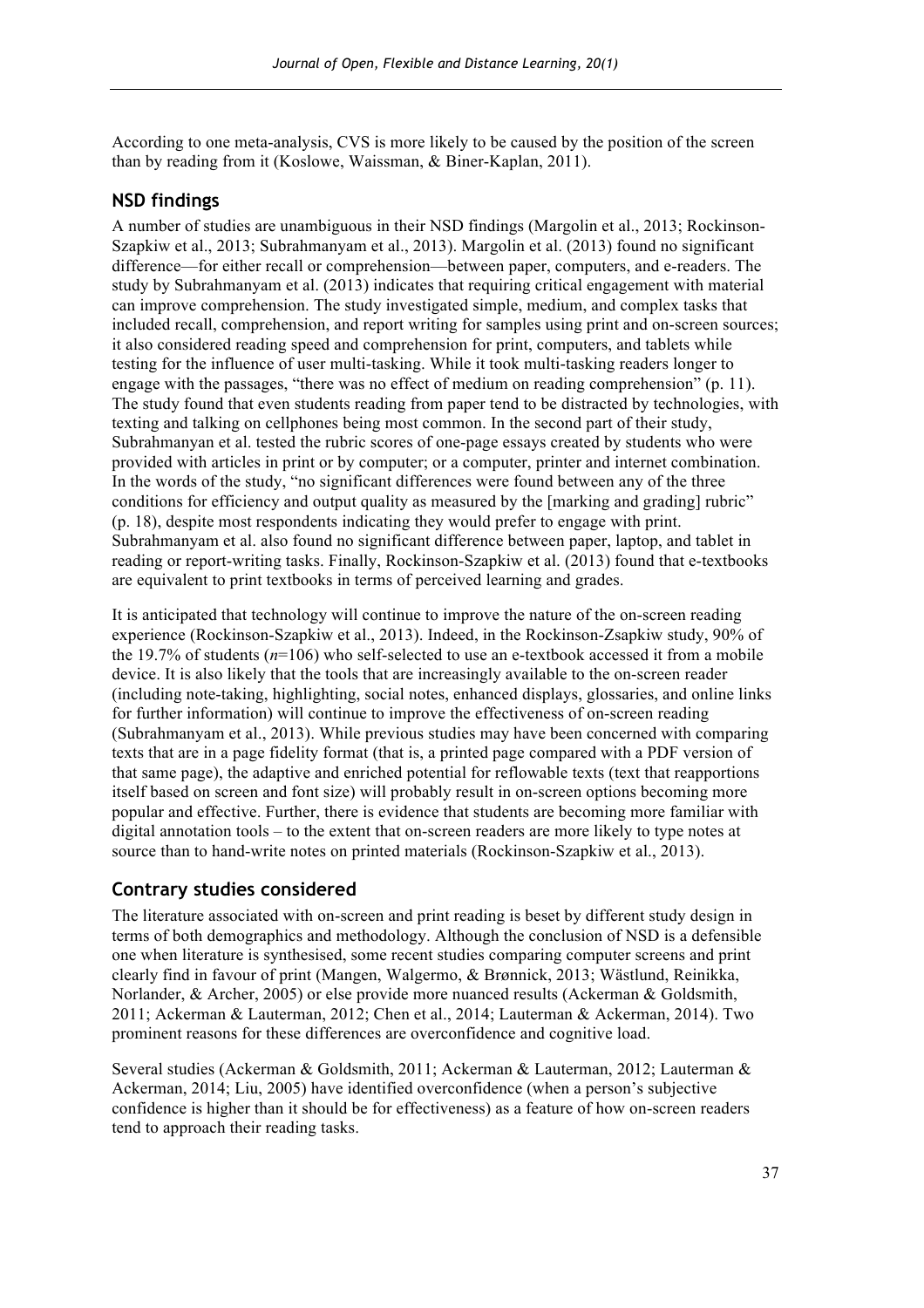According to one meta-analysis, CVS is more likely to be caused by the position of the screen than by reading from it (Koslowe, Waissman, & Biner-Kaplan, 2011).

## NSD findings

A number of studies are unambiguous in their NSD findings (Margolin et al., 2013; Rockinson-Szapkiw et al., 2013; Subrahmanyam et al., 2013). Margolin et al. (2013) found no significant difference—for either recall or comprehension—between paper, computers, and e-readers. The study by Subrahmanyam et al. (2013) indicates that requiring critical engagement with material can improve comprehension. The study investigated simple, medium, and complex tasks that included recall, comprehension, and report writing for samples using print and on-screen sources; it also considered reading speed and comprehension for print, computers, and tablets while testing for the influence of user multi-tasking. While it took multi-tasking readers longer to engage with the passages, "there was no effect of medium on reading comprehension" (p. 11). The study found that even students reading from paper tend to be distracted by technologies, with texting and talking on cellphones being most common. In the second part of their study, Subrahmanyan et al. tested the rubric scores of one-page essays created by students who were provided with articles in print or by computer; or a computer, printer and internet combination. In the words of the study, "no significant differences were found between any of the three conditions for efficiency and output quality as measured by the [marking and grading] rubric" (p. 18), despite most respondents indicating they would prefer to engage with print. Subrahmanyam et al. also found no significant difference between paper, laptop, and tablet in reading or report-writing tasks. Finally, Rockinson-Szapkiw et al. (2013) found that e-textbooks are equivalent to print textbooks in terms of perceived learning and grades.

It is anticipated that technology will continue to improve the nature of the on-screen reading experience (Rockinson-Szapkiw et al., 2013). Indeed, in the Rockinson-Zsapkiw study, 90% of the 19.7% of students ($n$=106) who self-selected to use an e-textbook accessed it from a mobile device. It is also likely that the tools that are increasingly available to the on-screen reader (including note-taking, highlighting, social notes, enhanced displays, glossaries, and online links for further information) will continue to improve the effectiveness of on-screen reading (Subrahmanyam et al., 2013). While previous studies may have been concerned with comparing texts that are in a page fidelity format (that is, a printed page compared with a PDF version of that same page), the adaptive and enriched potential for reflowable texts (text that reapportions itself based on screen and font size) will probably result in on-screen options becoming more popular and effective. Further, there is evidence that students are becoming more familiar with digital annotation tools – to the extent that on-screen readers are more likely to type notes at source than to hand-write notes on printed materials (Rockinson-Szapkiw et al., 2013).

## Contrary studies considered

The literature associated with on-screen and print reading is beset by different study design in terms of both demographics and methodology. Although the conclusion of NSD is a defensible one when literature is synthesised, some recent studies comparing computer screens and print clearly find in favour of print (Mangen, Walgermo, & Brønnick, 2013; Wästlund, Reinikka, Norlander, & Archer, 2005) or else provide more nuanced results (Ackerman & Goldsmith, 2011; Ackerman & Lauterman, 2012; Chen et al., 2014; Lauterman & Ackerman, 2014). Two prominent reasons for these differences are overconfidence and cognitive load.

Several studies (Ackerman & Goldsmith, 2011; Ackerman & Lauterman, 2012; Lauterman & Ackerman, 2014; Liu, 2005) have identified overconfidence (when a person's subjective confidence is higher than it should be for effectiveness) as a feature of how on-screen readers tend to approach their reading tasks.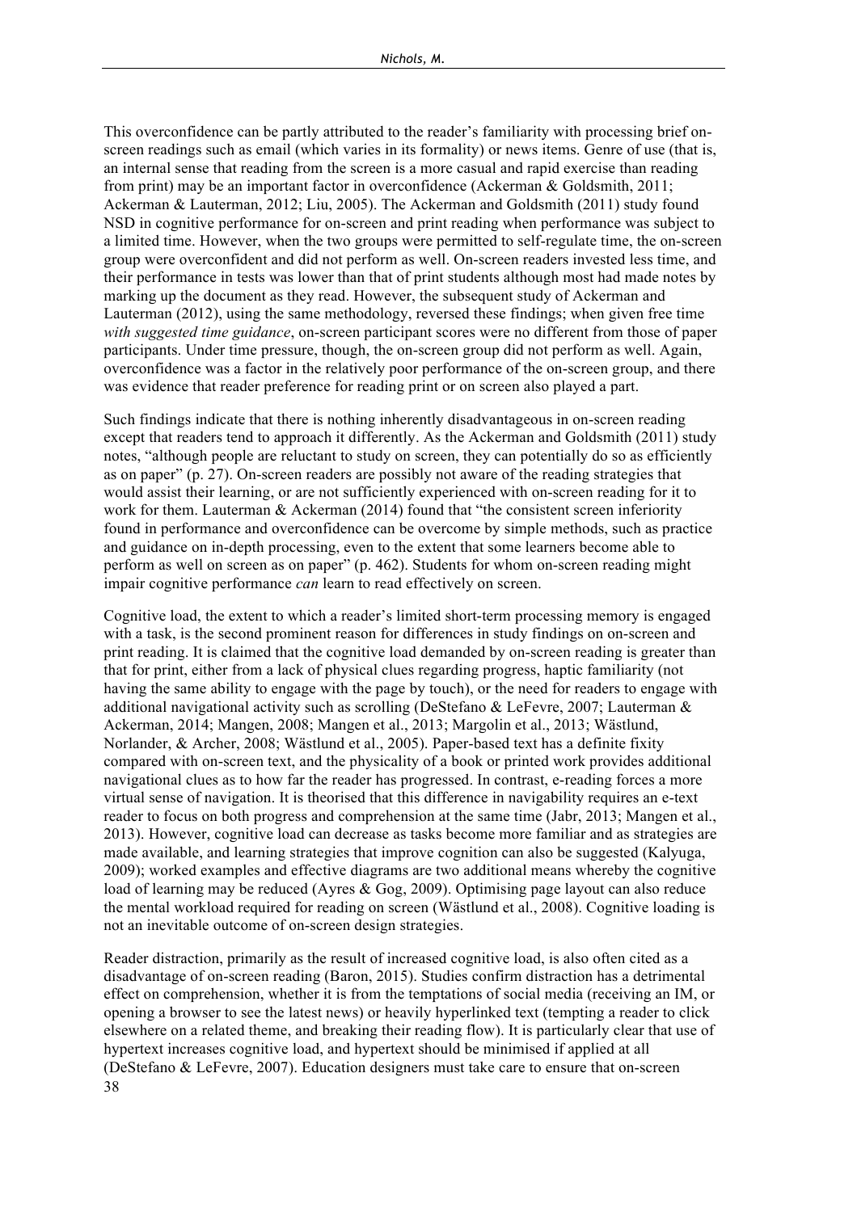This overconfidence can be partly attributed to the reader's familiarity with processing brief on-screen readings such as email (which varies in its formality) or news items. Genre of use (that is, an internal sense that reading from the screen is a more casual and rapid exercise than reading from print) may be an important factor in overconfidence (Ackerman & Goldsmith, 2011; Ackerman & Lauterman, 2012; Liu, 2005). The Ackerman and Goldsmith (2011) study found NSD in cognitive performance for on-screen and print reading when performance was subject to a limited time. However, when the two groups were permitted to self-regulate time, the on-screen group were overconfident and did not perform as well. On-screen readers invested less time, and their performance in tests was lower than that of print students although most had made notes by marking up the document as they read. However, the subsequent study of Ackerman and Lauterman (2012), using the same methodology, reversed these findings; when given free time *with suggested time guidance*, on-screen participant scores were no different from those of paper participants. Under time pressure, though, the on-screen group did not perform as well. Again, overconfidence was a factor in the relatively poor performance of the on-screen group, and there was evidence that reader preference for reading print or on screen also played a part.

Such findings indicate that there is nothing inherently disadvantageous in on-screen reading except that readers tend to approach it differently. As the Ackerman and Goldsmith (2011) study notes, "although people are reluctant to study on screen, they can potentially do so as efficiently as on paper" (p. 27). On-screen readers are possibly not aware of the reading strategies that would assist their learning, or are not sufficiently experienced with on-screen reading for it to work for them. Lauterman & Ackerman (2014) found that "the consistent screen inferiority found in performance and overconfidence can be overcome by simple methods, such as practice and guidance on in-depth processing, even to the extent that some learners become able to perform as well on screen as on paper" (p. 462). Students for whom on-screen reading might impair cognitive performance *can* learn to read effectively on screen.

Cognitive load, the extent to which a reader's limited short-term processing memory is engaged with a task, is the second prominent reason for differences in study findings on on-screen and print reading. It is claimed that the cognitive load demanded by on-screen reading is greater than that for print, either from a lack of physical clues regarding progress, haptic familiarity (not having the same ability to engage with the page by touch), or the need for readers to engage with additional navigational activity such as scrolling (DeStefano & LeFevre, 2007; Lauterman & Ackerman, 2014; Mangen, 2008; Mangen et al., 2013; Margolin et al., 2013; Wästlund, Norlander, & Archer, 2008; Wästlund et al., 2005). Paper-based text has a definite fixity compared with on-screen text, and the physicality of a book or printed work provides additional navigational clues as to how far the reader has progressed. In contrast, e-reading forces a more virtual sense of navigation. It is theorised that this difference in navigability requires an e-text reader to focus on both progress and comprehension at the same time (Jabr, 2013; Mangen et al., 2013). However, cognitive load can decrease as tasks become more familiar and as strategies are made available, and learning strategies that improve cognition can also be suggested (Kalyuga, 2009); worked examples and effective diagrams are two additional means whereby the cognitive load of learning may be reduced (Ayres & Gog, 2009). Optimising page layout can also reduce the mental workload required for reading on screen (Wästlund et al., 2008). Cognitive loading is not an inevitable outcome of on-screen design strategies.

Reader distraction, primarily as the result of increased cognitive load, is also often cited as a disadvantage of on-screen reading (Baron, 2015). Studies confirm distraction has a detrimental effect on comprehension, whether it is from the temptations of social media (receiving an IM, or opening a browser to see the latest news) or heavily hyperlinked text (tempting a reader to click elsewhere on a related theme, and breaking their reading flow). It is particularly clear that use of hypertext increases cognitive load, and hypertext should be minimised if applied at all (DeStefano & LeFevre, 2007). Education designers must take care to ensure that on-screen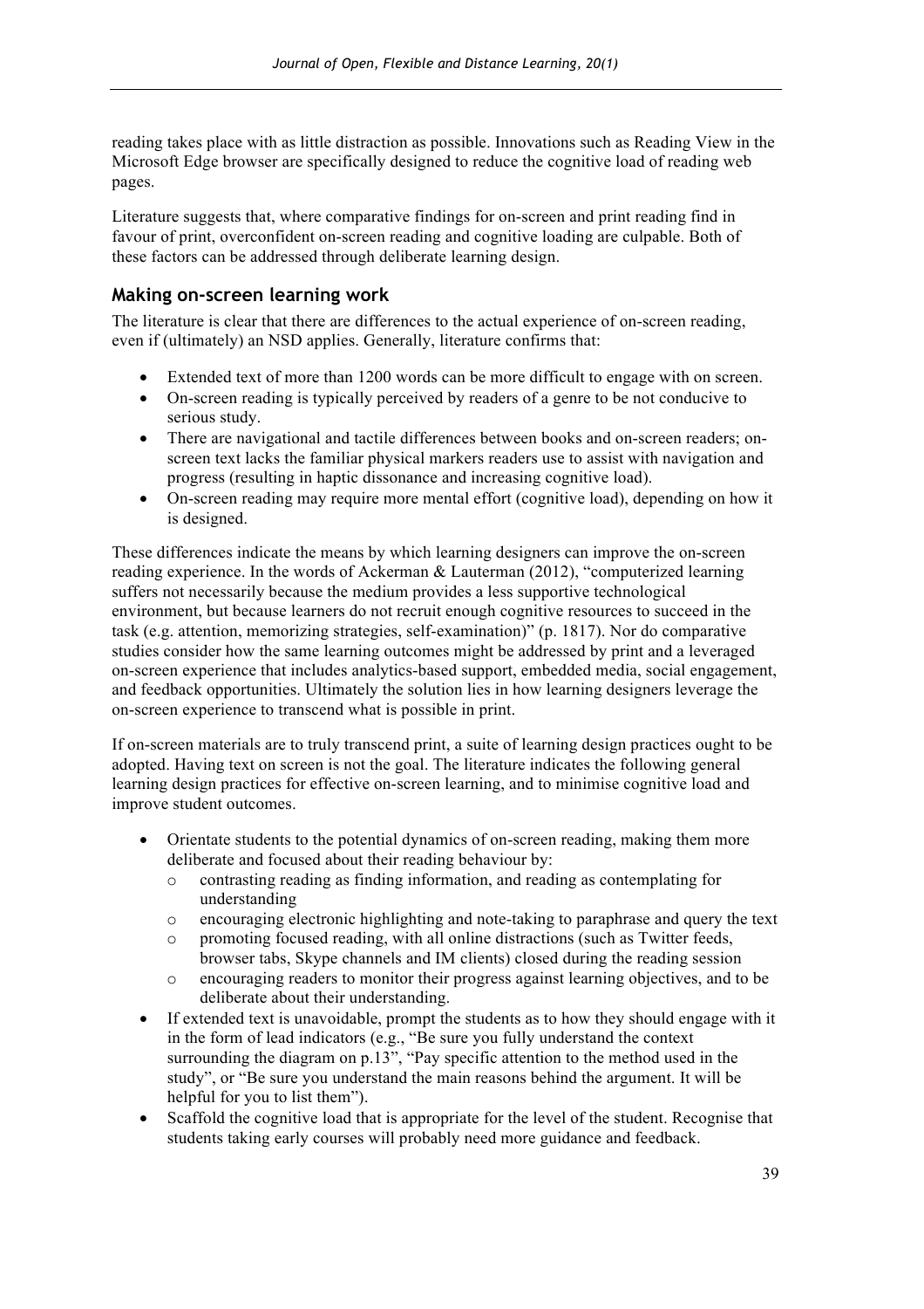reading takes place with as little distraction as possible. Innovations such as Reading View in the Microsoft Edge browser are specifically designed to reduce the cognitive load of reading web pages.

Literature suggests that, where comparative findings for on-screen and print reading find in favour of print, overconfident on-screen reading and cognitive loading are culpable. Both of these factors can be addressed through deliberate learning design.

## Making on-screen learning work

The literature is clear that there are differences to the actual experience of on-screen reading, even if (ultimately) an NSD applies. Generally, literature confirms that:

- Extended text of more than 1200 words can be more difficult to engage with on screen.
- On-screen reading is typically perceived by readers of a genre to be not conducive to serious study.
- There are navigational and tactile differences between books and on-screen readers; on-screen text lacks the familiar physical markers readers use to assist with navigation and progress (resulting in haptic dissonance and increasing cognitive load).
- On-screen reading may require more mental effort (cognitive load), depending on how it is designed.

These differences indicate the means by which learning designers can improve the on-screen reading experience. In the words of Ackerman & Lauterman (2012), "computerized learning suffers not necessarily because the medium provides a less supportive technological environment, but because learners do not recruit enough cognitive resources to succeed in the task (e.g. attention, memorizing strategies, self-examination)" (p. 1817). Nor do comparative studies consider how the same learning outcomes might be addressed by print and a leveraged on-screen experience that includes analytics-based support, embedded media, social engagement, and feedback opportunities. Ultimately the solution lies in how learning designers leverage the on-screen experience to transcend what is possible in print.

If on-screen materials are to truly transcend print, a suite of learning design practices ought to be adopted. Having text on screen is not the goal. The literature indicates the following general learning design practices for effective on-screen learning, and to minimise cognitive load and improve student outcomes.

- Orientate students to the potential dynamics of on-screen reading, making them more deliberate and focused about their reading behaviour by:
  - contrasting reading as finding information, and reading as contemplating for understanding
  - encouraging electronic highlighting and note-taking to paraphrase and query the text
  - promoting focused reading, with all online distractions (such as Twitter feeds, browser tabs, Skype channels and IM clients) closed during the reading session
  - encouraging readers to monitor their progress against learning objectives, and to be deliberate about their understanding.
- If extended text is unavoidable, prompt the students as to how they should engage with it in the form of lead indicators (e.g., "Be sure you fully understand the context surrounding the diagram on p.13", "Pay specific attention to the method used in the study", or "Be sure you understand the main reasons behind the argument. It will be helpful for you to list them").
- Scaffold the cognitive load that is appropriate for the level of the student. Recognise that students taking early courses will probably need more guidance and feedback.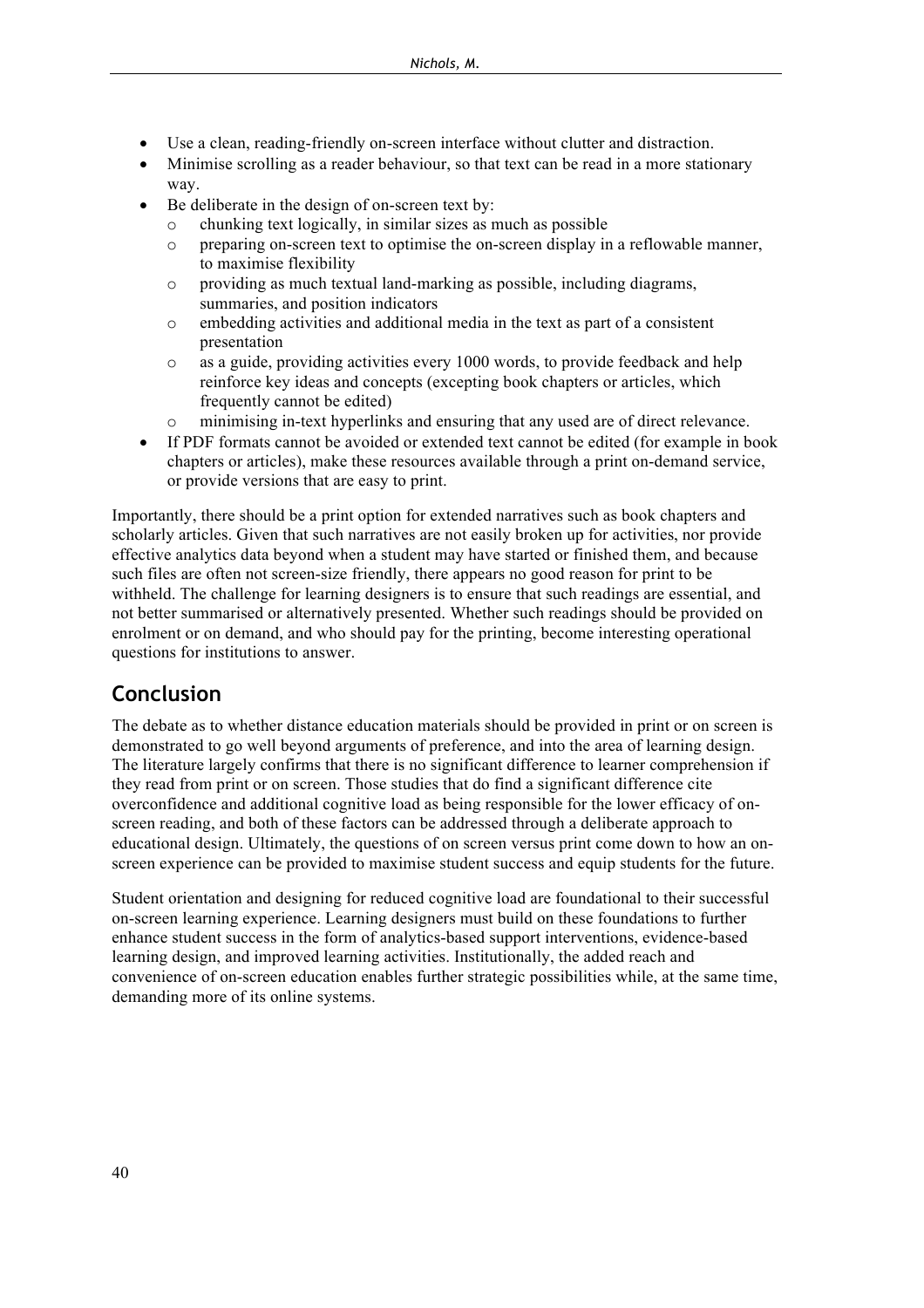- Use a clean, reading-friendly on-screen interface without clutter and distraction.
- Minimise scrolling as a reader behaviour, so that text can be read in a more stationary way.
- Be deliberate in the design of on-screen text by:
  - chunking text logically, in similar sizes as much as possible
  - preparing on-screen text to optimise the on-screen display in a reflowable manner, to maximise flexibility
  - providing as much textual land-marking as possible, including diagrams, summaries, and position indicators
  - embedding activities and additional media in the text as part of a consistent presentation
  - as a guide, providing activities every 1000 words, to provide feedback and help reinforce key ideas and concepts (excepting book chapters or articles, which frequently cannot be edited)
  - minimising in-text hyperlinks and ensuring that any used are of direct relevance.
- If PDF formats cannot be avoided or extended text cannot be edited (for example in book chapters or articles), make these resources available through a print on-demand service, or provide versions that are easy to print.

Importantly, there should be a print option for extended narratives such as book chapters and scholarly articles. Given that such narratives are not easily broken up for activities, nor provide effective analytics data beyond when a student may have started or finished them, and because such files are often not screen-size friendly, there appears no good reason for print to be withheld. The challenge for learning designers is to ensure that such readings are essential, and not better summarised or alternatively presented. Whether such readings should be provided on enrolment or on demand, and who should pay for the printing, become interesting operational questions for institutions to answer.

## Conclusion

The debate as to whether distance education materials should be provided in print or on screen is demonstrated to go well beyond arguments of preference, and into the area of learning design. The literature largely confirms that there is no significant difference to learner comprehension if they read from print or on screen. Those studies that do find a significant difference cite overconfidence and additional cognitive load as being responsible for the lower efficacy of on-screen reading, and both of these factors can be addressed through a deliberate approach to educational design. Ultimately, the questions of on screen versus print come down to how an on-screen experience can be provided to maximise student success and equip students for the future.

Student orientation and designing for reduced cognitive load are foundational to their successful on-screen learning experience. Learning designers must build on these foundations to further enhance student success in the form of analytics-based support interventions, evidence-based learning design, and improved learning activities. Institutionally, the added reach and convenience of on-screen education enables further strategic possibilities while, at the same time, demanding more of its online systems.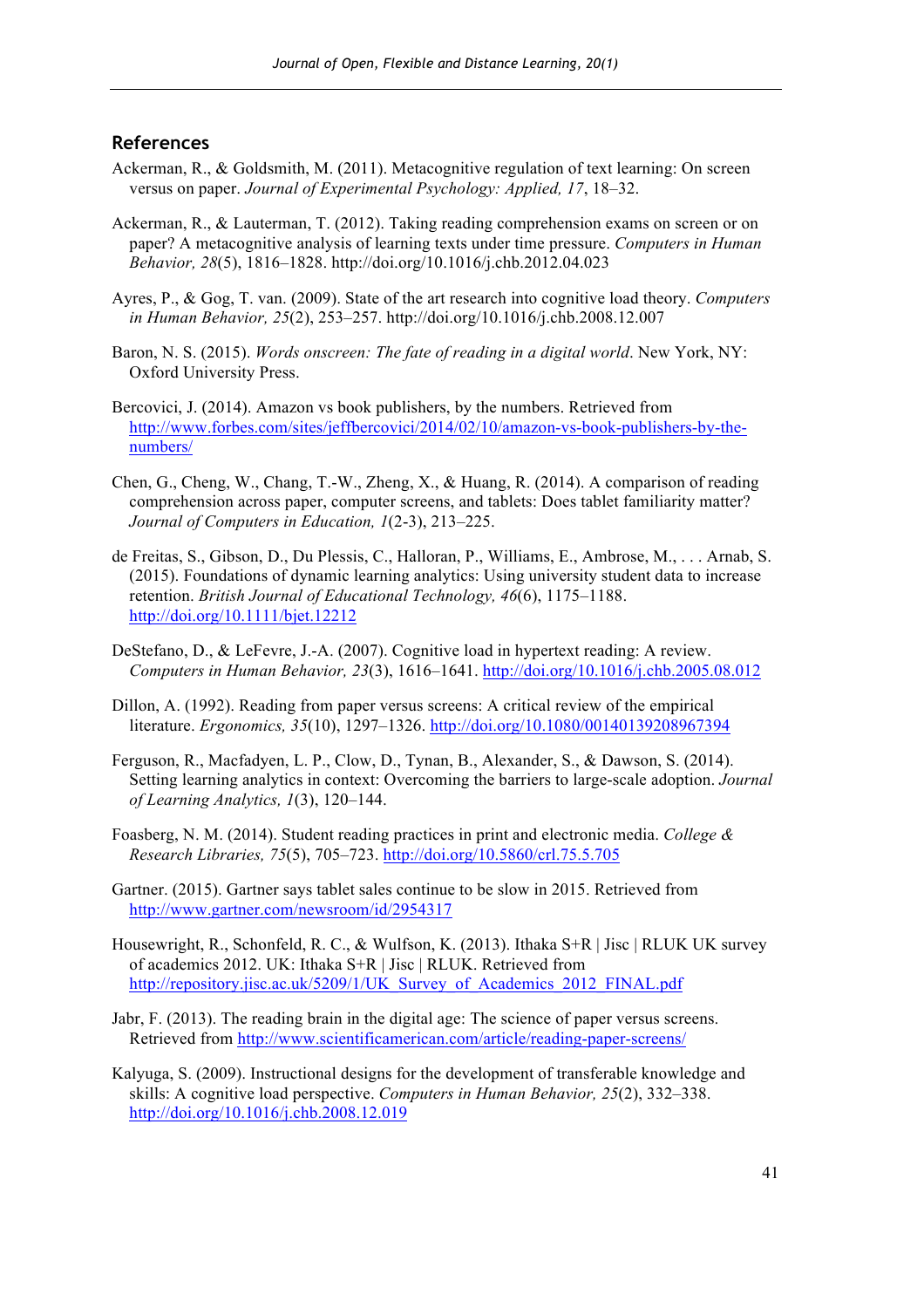## References

Ackerman, R., & Goldsmith, M. (2011). Metacognitive regulation of text learning: On screen versus on paper. *Journal of Experimental Psychology: Applied, 17*, 18–32.

Ackerman, R., & Lauterman, T. (2012). Taking reading comprehension exams on screen or on paper? A metacognitive analysis of learning texts under time pressure. *Computers in Human Behavior, 28*(5), 1816–1828. http://doi.org/10.1016/j.chb.2012.04.023

Ayres, P., & Gog, T. van. (2009). State of the art research into cognitive load theory. *Computers in Human Behavior, 25*(2), 253–257. http://doi.org/10.1016/j.chb.2008.12.007

Baron, N. S. (2015). *Words onscreen: The fate of reading in a digital world*. New York, NY: Oxford University Press.

Bercovici, J. (2014). Amazon vs book publishers, by the numbers. Retrieved from http://www.forbes.com/sites/jeffbercovici/2014/02/10/amazon-vs-book-publishers-by-the-numbers/

Chen, G., Cheng, W., Chang, T.-W., Zheng, X., & Huang, R. (2014). A comparison of reading comprehension across paper, computer screens, and tablets: Does tablet familiarity matter? *Journal of Computers in Education, 1*(2-3), 213–225.

de Freitas, S., Gibson, D., Du Plessis, C., Halloran, P., Williams, E., Ambrose, M., . . . Arnab, S. (2015). Foundations of dynamic learning analytics: Using university student data to increase retention. *British Journal of Educational Technology, 46*(6), 1175–1188. http://doi.org/10.1111/bjet.12212

DeStefano, D., & LeFevre, J.-A. (2007). Cognitive load in hypertext reading: A review. *Computers in Human Behavior, 23*(3), 1616–1641. http://doi.org/10.1016/j.chb.2005.08.012

Dillon, A. (1992). Reading from paper versus screens: A critical review of the empirical literature. *Ergonomics, 35*(10), 1297–1326. http://doi.org/10.1080/00140139208967394

Ferguson, R., Macfadyen, L. P., Clow, D., Tynan, B., Alexander, S., & Dawson, S. (2014). Setting learning analytics in context: Overcoming the barriers to large-scale adoption. *Journal of Learning Analytics, 1*(3), 120–144.

Foasberg, N. M. (2014). Student reading practices in print and electronic media. *College & Research Libraries, 75*(5), 705–723. http://doi.org/10.5860/crl.75.5.705

Gartner. (2015). Gartner says tablet sales continue to be slow in 2015. Retrieved from http://www.gartner.com/newsroom/id/2954317

Housewright, R., Schonfeld, R. C., & Wulfson, K. (2013). Ithaka S+R | Jisc | RLUK UK survey of academics 2012. UK: Ithaka S+R | Jisc | RLUK. Retrieved from http://repository.jisc.ac.uk/5209/1/UK_Survey_of_Academics_2012_FINAL.pdf

Jabr, F. (2013). The reading brain in the digital age: The science of paper versus screens. Retrieved from http://www.scientificamerican.com/article/reading-paper-screens/

Kalyuga, S. (2009). Instructional designs for the development of transferable knowledge and skills: A cognitive load perspective. *Computers in Human Behavior, 25*(2), 332–338. http://doi.org/10.1016/j.chb.2008.12.019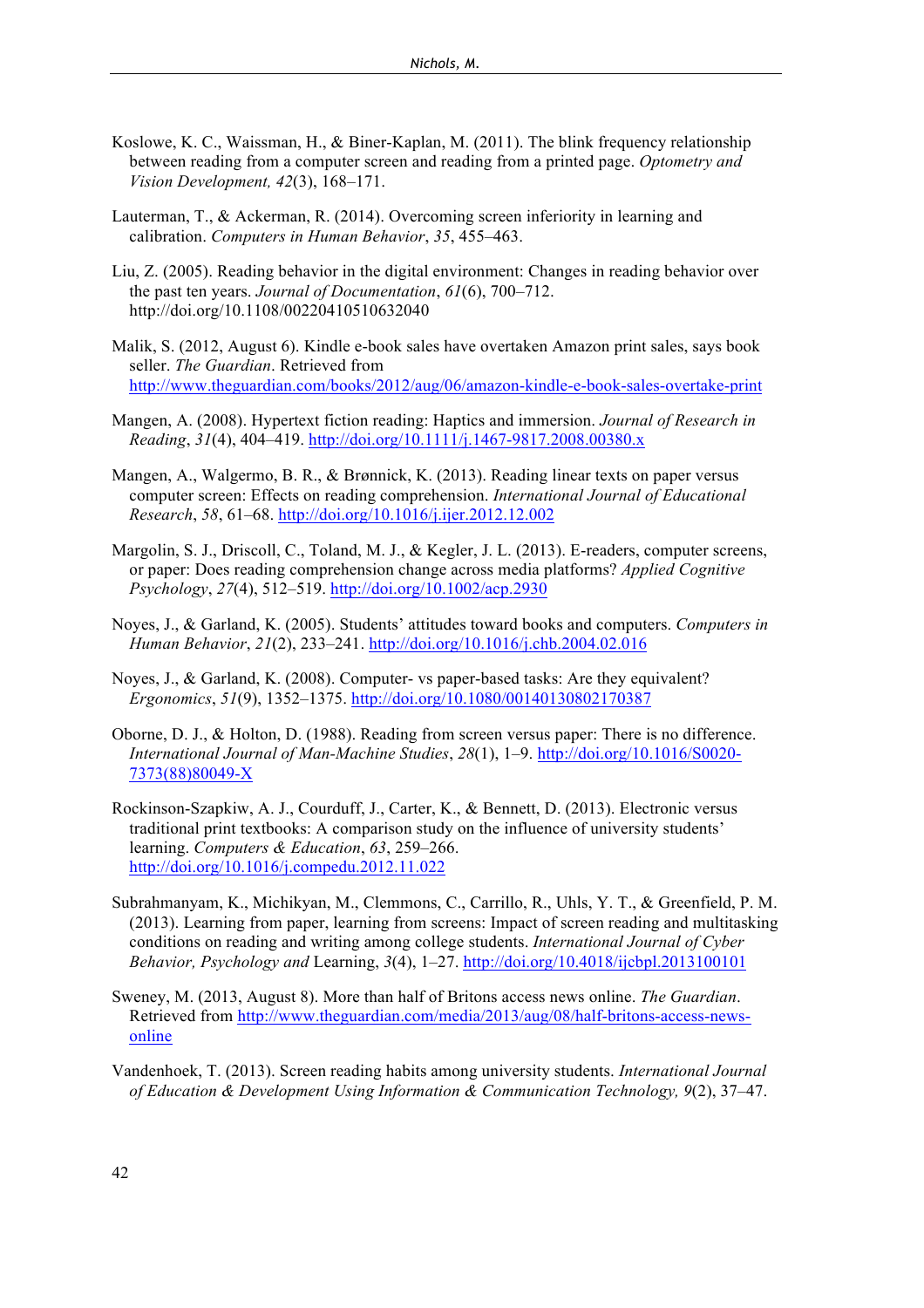Koslowe, K. C., Waissman, H., & Biner-Kaplan, M. (2011). The blink frequency relationship between reading from a computer screen and reading from a printed page. *Optometry and Vision Development, 42*(3), 168–171.

Lauterman, T., & Ackerman, R. (2014). Overcoming screen inferiority in learning and calibration. *Computers in Human Behavior*, *35*, 455–463.

Liu, Z. (2005). Reading behavior in the digital environment: Changes in reading behavior over the past ten years. *Journal of Documentation*, *61*(6), 700–712. http://doi.org/10.1108/00220410510632040

Malik, S. (2012, August 6). Kindle e-book sales have overtaken Amazon print sales, says book seller. *The Guardian*. Retrieved from http://www.theguardian.com/books/2012/aug/06/amazon-kindle-e-book-sales-overtake-print

Mangen, A. (2008). Hypertext fiction reading: Haptics and immersion. *Journal of Research in Reading*, *31*(4), 404–419. http://doi.org/10.1111/j.1467-9817.2008.00380.x

Mangen, A., Walgermo, B. R., & Brønnick, K. (2013). Reading linear texts on paper versus computer screen: Effects on reading comprehension. *International Journal of Educational Research*, *58*, 61–68. http://doi.org/10.1016/j.ijer.2012.12.002

Margolin, S. J., Driscoll, C., Toland, M. J., & Kegler, J. L. (2013). E-readers, computer screens, or paper: Does reading comprehension change across media platforms? *Applied Cognitive Psychology*, *27*(4), 512–519. http://doi.org/10.1002/acp.2930

Noyes, J., & Garland, K. (2005). Students' attitudes toward books and computers. *Computers in Human Behavior*, *21*(2), 233–241. http://doi.org/10.1016/j.chb.2004.02.016

Noyes, J., & Garland, K. (2008). Computer- vs paper-based tasks: Are they equivalent? *Ergonomics*, *51*(9), 1352–1375. http://doi.org/10.1080/00140130802170387

Oborne, D. J., & Holton, D. (1988). Reading from screen versus paper: There is no difference. *International Journal of Man-Machine Studies*, *28*(1), 1–9. http://doi.org/10.1016/S0020-7373(88)80049-X

Rockinson-Szapkiw, A. J., Courduff, J., Carter, K., & Bennett, D. (2013). Electronic versus traditional print textbooks: A comparison study on the influence of university students' learning. *Computers & Education*, *63*, 259–266. http://doi.org/10.1016/j.compedu.2012.11.022

Subrahmanyam, K., Michikyan, M., Clemmons, C., Carrillo, R., Uhls, Y. T., & Greenfield, P. M. (2013). Learning from paper, learning from screens: Impact of screen reading and multitasking conditions on reading and writing among college students. *International Journal of Cyber Behavior, Psychology and* Learning, *3*(4), 1–27. http://doi.org/10.4018/ijcbpl.2013100101

Sweney, M. (2013, August 8). More than half of Britons access news online. *The Guardian*. Retrieved from http://www.theguardian.com/media/2013/aug/08/half-britons-access-news-online

Vandenhoek, T. (2013). Screen reading habits among university students. *International Journal of Education & Development Using Information & Communication Technology, 9*(2), 37–47.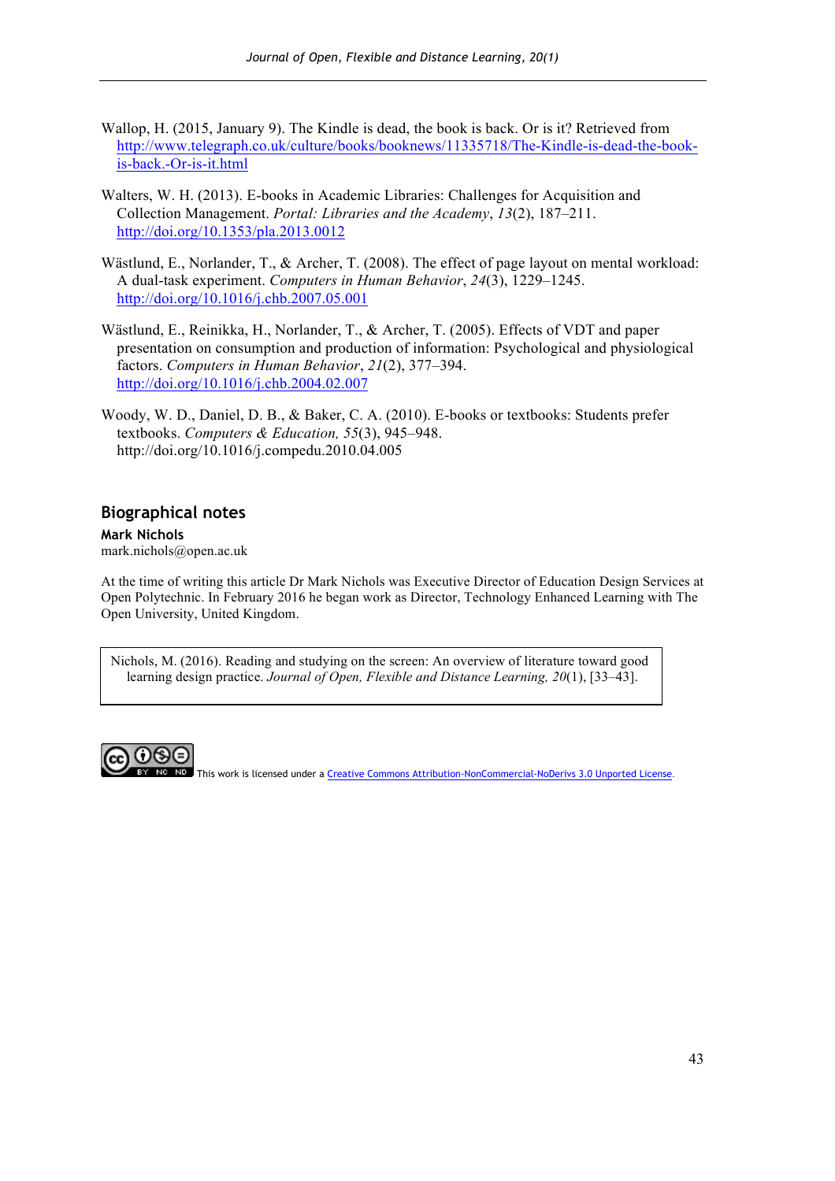Wallop, H. (2015, January 9). The Kindle is dead, the book is back. Or is it? Retrieved from http://www.telegraph.co.uk/culture/books/booknews/11335718/The-Kindle-is-dead-the-book-is-back.-Or-is-it.html

Walters, W. H. (2013). E-books in Academic Libraries: Challenges for Acquisition and Collection Management. *Portal: Libraries and the Academy*, *13*(2), 187–211. http://doi.org/10.1353/pla.2013.0012

Wästlund, E., Norlander, T., & Archer, T. (2008). The effect of page layout on mental workload: A dual-task experiment. *Computers in Human Behavior*, *24*(3), 1229–1245. http://doi.org/10.1016/j.chb.2007.05.001

Wästlund, E., Reinikka, H., Norlander, T., & Archer, T. (2005). Effects of VDT and paper presentation on consumption and production of information: Psychological and physiological factors. *Computers in Human Behavior*, *21*(2), 377–394. http://doi.org/10.1016/j.chb.2004.02.007

Woody, W. D., Daniel, D. B., & Baker, C. A. (2010). E-books or textbooks: Students prefer textbooks. *Computers & Education, 55*(3), 945–948. http://doi.org/10.1016/j.compedu.2010.04.005

## Biographical notes

**Mark Nichols**
mark.nichols@open.ac.uk

At the time of writing this article Dr Mark Nichols was Executive Director of Education Design Services at Open Polytechnic. In February 2016 he began work as Director, Technology Enhanced Learning with The Open University, United Kingdom.

Nichols, M. (2016). Reading and studying on the screen: An overview of literature toward good learning design practice. *Journal of Open, Flexible and Distance Learning, 20*(1), [33–43].

This work is licensed under a Creative Commons Attribution-NonCommercial-NoDerivs 3.0 Unported License.